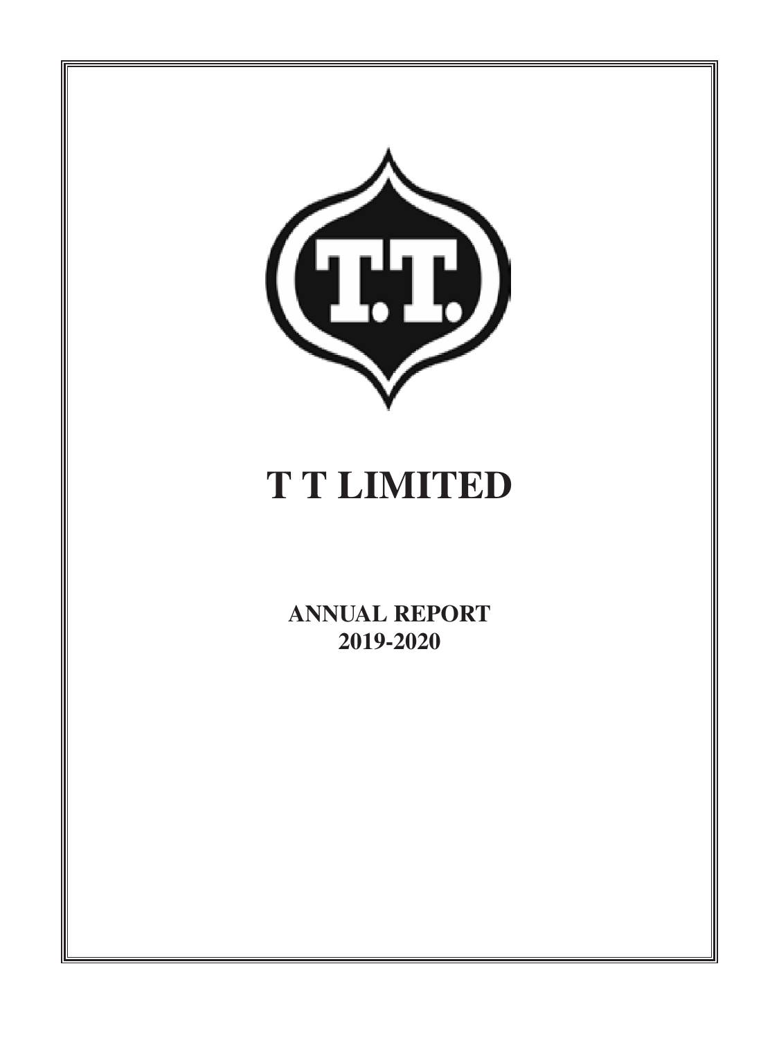# T T LIMITED

**ANNUAL REPORT**
**2019-2020**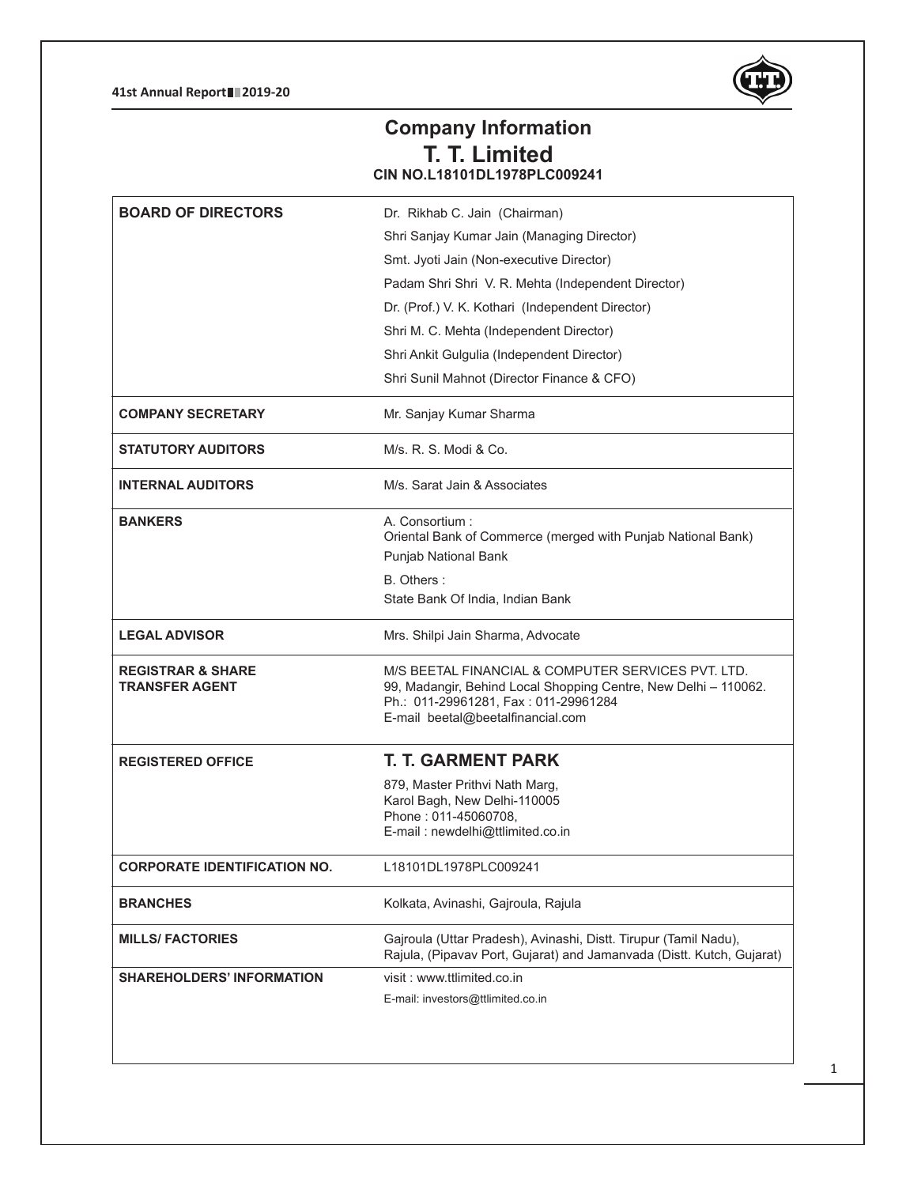# Company Information

## T. T. Limited

**CIN NO.L18101DL1978PLC009241**

| | |
|---|---|
| **BOARD OF DIRECTORS** | Dr. Rikhab C. Jain (Chairman)<br>Shri Sanjay Kumar Jain (Managing Director)<br>Smt. Jyoti Jain (Non-executive Director)<br>Padam Shri Shri V. R. Mehta (Independent Director)<br>Dr. (Prof.) V. K. Kothari (Independent Director)<br>Shri M. C. Mehta (Independent Director)<br>Shri Ankit Gulgulia (Independent Director)<br>Shri Sunil Mahnot (Director Finance & CFO) |
| **COMPANY SECRETARY** | Mr. Sanjay Kumar Sharma |
| **STATUTORY AUDITORS** | M/s. R. S. Modi & Co. |
| **INTERNAL AUDITORS** | M/s. Sarat Jain & Associates |
| **BANKERS** | A. Consortium :<br>Oriental Bank of Commerce (merged with Punjab National Bank)<br>Punjab National Bank<br>B. Others :<br>State Bank Of India, Indian Bank |
| **LEGAL ADVISOR** | Mrs. Shilpi Jain Sharma, Advocate |
| **REGISTRAR & SHARE TRANSFER AGENT** | M/S BEETAL FINANCIAL & COMPUTER SERVICES PVT. LTD.<br>99, Madangir, Behind Local Shopping Centre, New Delhi – 110062.<br>Ph.: 011-29961281, Fax : 011-29961284<br>E-mail beetal@beetalfinancial.com |
| **REGISTERED OFFICE** | **T. T. GARMENT PARK**<br>879, Master Prithvi Nath Marg,<br>Karol Bagh, New Delhi-110005<br>Phone : 011-45060708,<br>E-mail : newdelhi@ttlimited.co.in |
| **CORPORATE IDENTIFICATION NO.** | L18101DL1978PLC009241 |
| **BRANCHES** | Kolkata, Avinashi, Gajroula, Rajula |
| **MILLS/ FACTORIES** | Gajroula (Uttar Pradesh), Avinashi, Distt. Tirupur (Tamil Nadu),<br>Rajula, (Pipavav Port, Gujarat) and Jamanvada (Distt. Kutch, Gujarat) |
| **SHAREHOLDERS' INFORMATION** | visit : www.ttlimited.co.in<br>E-mail: investors@ttlimited.co.in |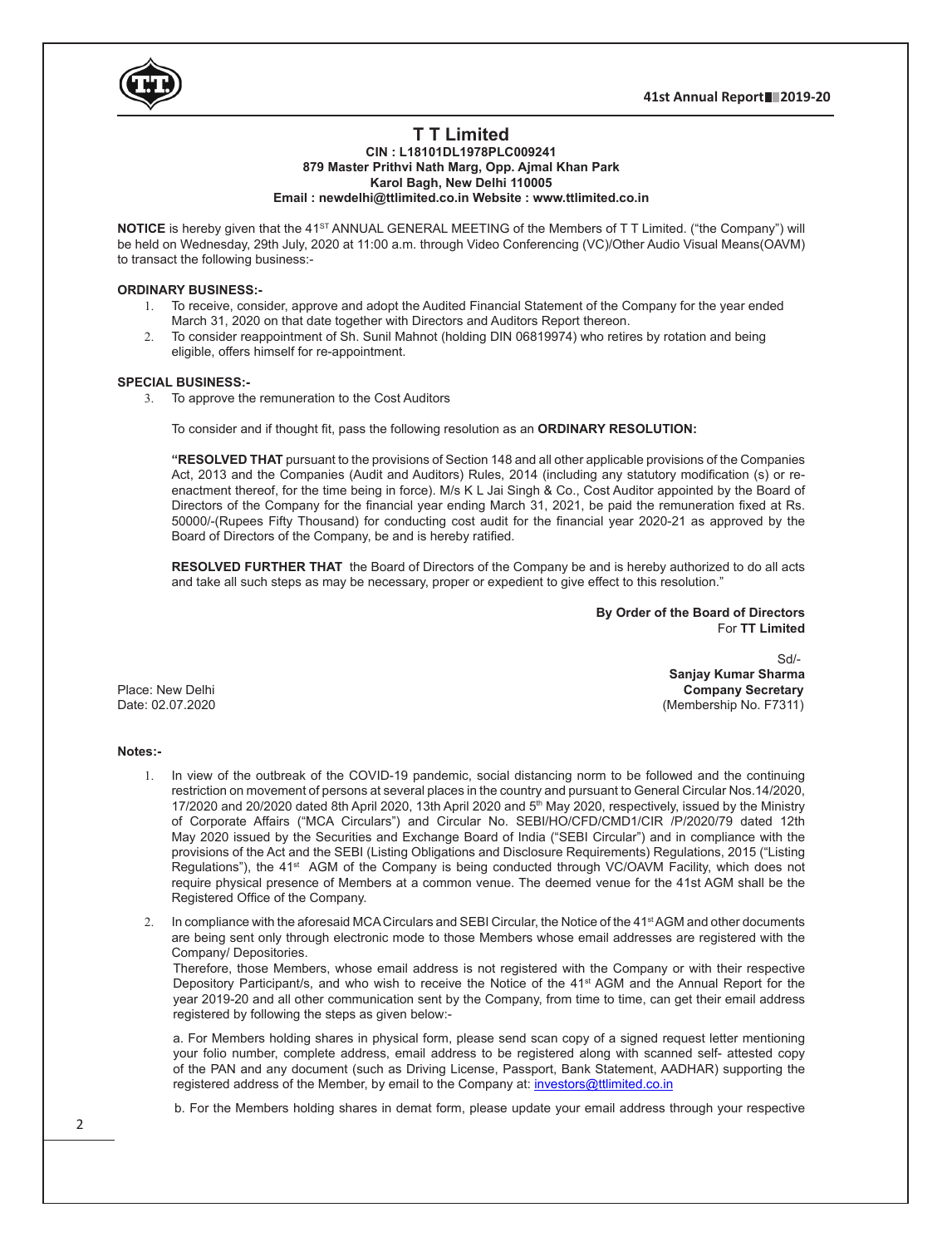# T T Limited

**CIN : L18101DL1978PLC009241**
**879 Master Prithvi Nath Marg, Opp. Ajmal Khan Park**
**Karol Bagh, New Delhi 110005**
**Email : newdelhi@ttlimited.co.in Website : www.ttlimited.co.in**

**NOTICE** is hereby given that the 41ST ANNUAL GENERAL MEETING of the Members of T T Limited. ("the Company") will be held on Wednesday, 29th July, 2020 at 11:00 a.m. through Video Conferencing (VC)/Other Audio Visual Means(OAVM) to transact the following business:-

**ORDINARY BUSINESS:-**

1. To receive, consider, approve and adopt the Audited Financial Statement of the Company for the year ended March 31, 2020 on that date together with Directors and Auditors Report thereon.
2. To consider reappointment of Sh. Sunil Mahnot (holding DIN 06819974) who retires by rotation and being eligible, offers himself for re-appointment.

**SPECIAL BUSINESS:-**

3. To approve the remuneration to the Cost Auditors

   To consider and if thought fit, pass the following resolution as an **ORDINARY RESOLUTION:**

   **"RESOLVED THAT** pursuant to the provisions of Section 148 and all other applicable provisions of the Companies Act, 2013 and the Companies (Audit and Auditors) Rules, 2014 (including any statutory modification (s) or re-enactment thereof, for the time being in force). M/s K L Jai Singh & Co., Cost Auditor appointed by the Board of Directors of the Company for the financial year ending March 31, 2021, be paid the remuneration fixed at Rs. 50000/-(Rupees Fifty Thousand) for conducting cost audit for the financial year 2020-21 as approved by the Board of Directors of the Company, be and is hereby ratified.

   **RESOLVED FURTHER THAT** the Board of Directors of the Company be and is hereby authorized to do all acts and take all such steps as may be necessary, proper or expedient to give effect to this resolution."

**By Order of the Board of Directors**
For **TT Limited**

Sd/-
**Sanjay Kumar Sharma**
**Company Secretary**
(Membership No. F7311)

Place: New Delhi
Date: 02.07.2020

**Notes:-**

1. In view of the outbreak of the COVID-19 pandemic, social distancing norm to be followed and the continuing restriction on movement of persons at several places in the country and pursuant to General Circular Nos.14/2020, 17/2020 and 20/2020 dated 8th April 2020, 13th April 2020 and 5th May 2020, respectively, issued by the Ministry of Corporate Affairs ("MCA Circulars") and Circular No. SEBI/HO/CFD/CMD1/CIR /P/2020/79 dated 12th May 2020 issued by the Securities and Exchange Board of India ("SEBI Circular") and in compliance with the provisions of the Act and the SEBI (Listing Obligations and Disclosure Requirements) Regulations, 2015 ("Listing Regulations"), the 41st AGM of the Company is being conducted through VC/OAVM Facility, which does not require physical presence of Members at a common venue. The deemed venue for the 41st AGM shall be the Registered Office of the Company.
2. In compliance with the aforesaid MCA Circulars and SEBI Circular, the Notice of the 41st AGM and other documents are being sent only through electronic mode to those Members whose email addresses are registered with the Company/ Depositories.

   Therefore, those Members, whose email address is not registered with the Company or with their respective Depository Participant/s, and who wish to receive the Notice of the 41st AGM and the Annual Report for the year 2019-20 and all other communication sent by the Company, from time to time, can get their email address registered by following the steps as given below:-

   a. For Members holding shares in physical form, please send scan copy of a signed request letter mentioning your folio number, complete address, email address to be registered along with scanned self- attested copy of the PAN and any document (such as Driving License, Passport, Bank Statement, AADHAR) supporting the registered address of the Member, by email to the Company at: investors@ttlimited.co.in

   b. For the Members holding shares in demat form, please update your email address through your respective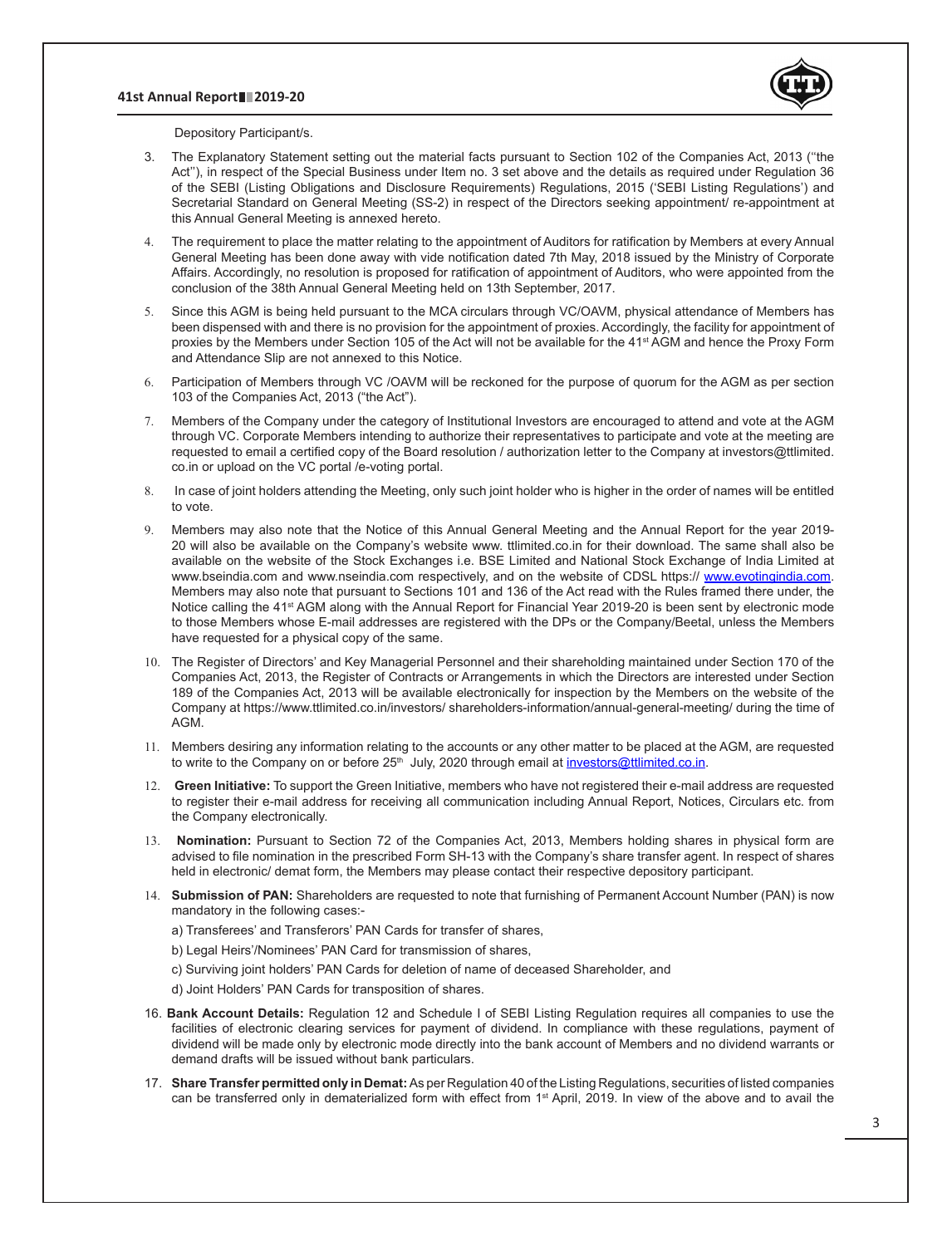Depository Participant/s.

3. The Explanatory Statement setting out the material facts pursuant to Section 102 of the Companies Act, 2013 (''the Act''), in respect of the Special Business under Item no. 3 set above and the details as required under Regulation 36 of the SEBI (Listing Obligations and Disclosure Requirements) Regulations, 2015 ('SEBI Listing Regulations') and Secretarial Standard on General Meeting (SS-2) in respect of the Directors seeking appointment/ re-appointment at this Annual General Meeting is annexed hereto.

4. The requirement to place the matter relating to the appointment of Auditors for ratification by Members at every Annual General Meeting has been done away with vide notification dated 7th May, 2018 issued by the Ministry of Corporate Affairs. Accordingly, no resolution is proposed for ratification of appointment of Auditors, who were appointed from the conclusion of the 38th Annual General Meeting held on 13th September, 2017.

5. Since this AGM is being held pursuant to the MCA circulars through VC/OAVM, physical attendance of Members has been dispensed with and there is no provision for the appointment of proxies. Accordingly, the facility for appointment of proxies by the Members under Section 105 of the Act will not be available for the 41st AGM and hence the Proxy Form and Attendance Slip are not annexed to this Notice.

6. Participation of Members through VC /OAVM will be reckoned for the purpose of quorum for the AGM as per section 103 of the Companies Act, 2013 ("the Act").

7. Members of the Company under the category of Institutional Investors are encouraged to attend and vote at the AGM through VC. Corporate Members intending to authorize their representatives to participate and vote at the meeting are requested to email a certified copy of the Board resolution / authorization letter to the Company at investors@ttlimited.co.in or upload on the VC portal /e-voting portal.

8. In case of joint holders attending the Meeting, only such joint holder who is higher in the order of names will be entitled to vote.

9. Members may also note that the Notice of this Annual General Meeting and the Annual Report for the year 2019-20 will also be available on the Company's website www. ttlimited.co.in for their download. The same shall also be available on the website of the Stock Exchanges i.e. BSE Limited and National Stock Exchange of India Limited at www.bseindia.com and www.nseindia.com respectively, and on the website of CDSL https:// www.evotingindia.com. Members may also note that pursuant to Sections 101 and 136 of the Act read with the Rules framed there under, the Notice calling the 41st AGM along with the Annual Report for Financial Year 2019-20 is been sent by electronic mode to those Members whose E-mail addresses are registered with the DPs or the Company/Beetal, unless the Members have requested for a physical copy of the same.

10. The Register of Directors' and Key Managerial Personnel and their shareholding maintained under Section 170 of the Companies Act, 2013, the Register of Contracts or Arrangements in which the Directors are interested under Section 189 of the Companies Act, 2013 will be available electronically for inspection by the Members on the website of the Company at https://www.ttlimited.co.in/investors/ shareholders-information/annual-general-meeting/ during the time of AGM.

11. Members desiring any information relating to the accounts or any other matter to be placed at the AGM, are requested to write to the Company on or before 25th July, 2020 through email at investors@ttlimited.co.in.

12. **Green Initiative:** To support the Green Initiative, members who have not registered their e-mail address are requested to register their e-mail address for receiving all communication including Annual Report, Notices, Circulars etc. from the Company electronically.

13. **Nomination:** Pursuant to Section 72 of the Companies Act, 2013, Members holding shares in physical form are advised to file nomination in the prescribed Form SH-13 with the Company's share transfer agent. In respect of shares held in electronic/ demat form, the Members may please contact their respective depository participant.

14. **Submission of PAN:** Shareholders are requested to note that furnishing of Permanent Account Number (PAN) is now mandatory in the following cases:-

    a) Transferees' and Transferors' PAN Cards for transfer of shares,

    b) Legal Heirs'/Nominees' PAN Card for transmission of shares,

    c) Surviving joint holders' PAN Cards for deletion of name of deceased Shareholder, and

    d) Joint Holders' PAN Cards for transposition of shares.

16. **Bank Account Details:** Regulation 12 and Schedule I of SEBI Listing Regulation requires all companies to use the facilities of electronic clearing services for payment of dividend. In compliance with these regulations, payment of dividend will be made only by electronic mode directly into the bank account of Members and no dividend warrants or demand drafts will be issued without bank particulars.

17. **Share Transfer permitted only in Demat:** As per Regulation 40 of the Listing Regulations, securities of listed companies can be transferred only in dematerialized form with effect from 1st April, 2019. In view of the above and to avail the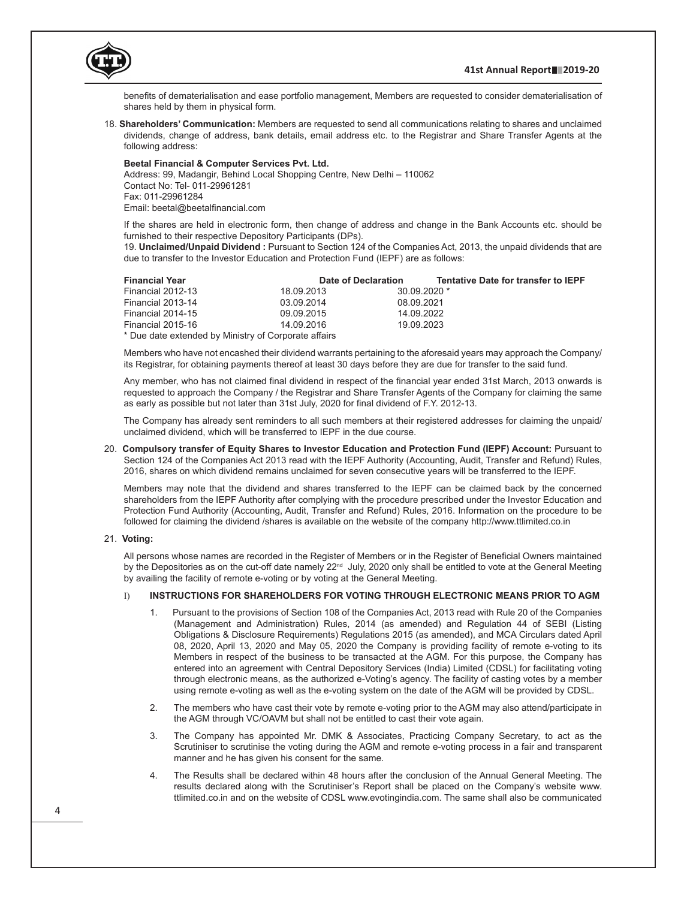benefits of dematerialisation and ease portfolio management, Members are requested to consider dematerialisation of shares held by them in physical form.

18. **Shareholders' Communication:** Members are requested to send all communications relating to shares and unclaimed dividends, change of address, bank details, email address etc. to the Registrar and Share Transfer Agents at the following address:

**Beetal Financial & Computer Services Pvt. Ltd.**
Address: 99, Madangir, Behind Local Shopping Centre, New Delhi – 110062
Contact No: Tel- 011-29961281
Fax: 011-29961284
Email: beetal@beetalfinancial.com

If the shares are held in electronic form, then change of address and change in the Bank Accounts etc. should be furnished to their respective Depository Participants (DPs).

19. **Unclaimed/Unpaid Dividend :** Pursuant to Section 124 of the Companies Act, 2013, the unpaid dividends that are due to transfer to the Investor Education and Protection Fund (IEPF) are as follows:

| Financial Year | Date of Declaration | Tentative Date for transfer to IEPF |
|---|---|---|
| Financial 2012-13 | 18.09.2013 | 30.09.2020 * |
| Financial 2013-14 | 03.09.2014 | 08.09.2021 |
| Financial 2014-15 | 09.09.2015 | 14.09.2022 |
| Financial 2015-16 | 14.09.2016 | 19.09.2023 |

\* Due date extended by Ministry of Corporate affairs

Members who have not encashed their dividend warrants pertaining to the aforesaid years may approach the Company/ its Registrar, for obtaining payments thereof at least 30 days before they are due for transfer to the said fund.

Any member, who has not claimed final dividend in respect of the financial year ended 31st March, 2013 onwards is requested to approach the Company / the Registrar and Share Transfer Agents of the Company for claiming the same as early as possible but not later than 31st July, 2020 for final dividend of F.Y. 2012-13.

The Company has already sent reminders to all such members at their registered addresses for claiming the unpaid/ unclaimed dividend, which will be transferred to IEPF in the due course.

20. **Compulsory transfer of Equity Shares to Investor Education and Protection Fund (IEPF) Account:** Pursuant to Section 124 of the Companies Act 2013 read with the IEPF Authority (Accounting, Audit, Transfer and Refund) Rules, 2016, shares on which dividend remains unclaimed for seven consecutive years will be transferred to the IEPF.

Members may note that the dividend and shares transferred to the IEPF can be claimed back by the concerned shareholders from the IEPF Authority after complying with the procedure prescribed under the Investor Education and Protection Fund Authority (Accounting, Audit, Transfer and Refund) Rules, 2016. Information on the procedure to be followed for claiming the dividend /shares is available on the website of the company http://www.ttlimited.co.in

21. **Voting:**

All persons whose names are recorded in the Register of Members or in the Register of Beneficial Owners maintained by the Depositories as on the cut-off date namely 22nd July, 2020 only shall be entitled to vote at the General Meeting by availing the facility of remote e-voting or by voting at the General Meeting.

I) **INSTRUCTIONS FOR SHAREHOLDERS FOR VOTING THROUGH ELECTRONIC MEANS PRIOR TO AGM**

1. Pursuant to the provisions of Section 108 of the Companies Act, 2013 read with Rule 20 of the Companies (Management and Administration) Rules, 2014 (as amended) and Regulation 44 of SEBI (Listing Obligations & Disclosure Requirements) Regulations 2015 (as amended), and MCA Circulars dated April 08, 2020, April 13, 2020 and May 05, 2020 the Company is providing facility of remote e-voting to its Members in respect of the business to be transacted at the AGM. For this purpose, the Company has entered into an agreement with Central Depository Services (India) Limited (CDSL) for facilitating voting through electronic means, as the authorized e-Voting's agency. The facility of casting votes by a member using remote e-voting as well as the e-voting system on the date of the AGM will be provided by CDSL.

2. The members who have cast their vote by remote e-voting prior to the AGM may also attend/participate in the AGM through VC/OAVM but shall not be entitled to cast their vote again.

3. The Company has appointed Mr. DMK & Associates, Practicing Company Secretary, to act as the Scrutiniser to scrutinise the voting during the AGM and remote e-voting process in a fair and transparent manner and he has given his consent for the same.

4. The Results shall be declared within 48 hours after the conclusion of the Annual General Meeting. The results declared along with the Scrutiniser's Report shall be placed on the Company's website www. ttlimited.co.in and on the website of CDSL www.evotingindia.com. The same shall also be communicated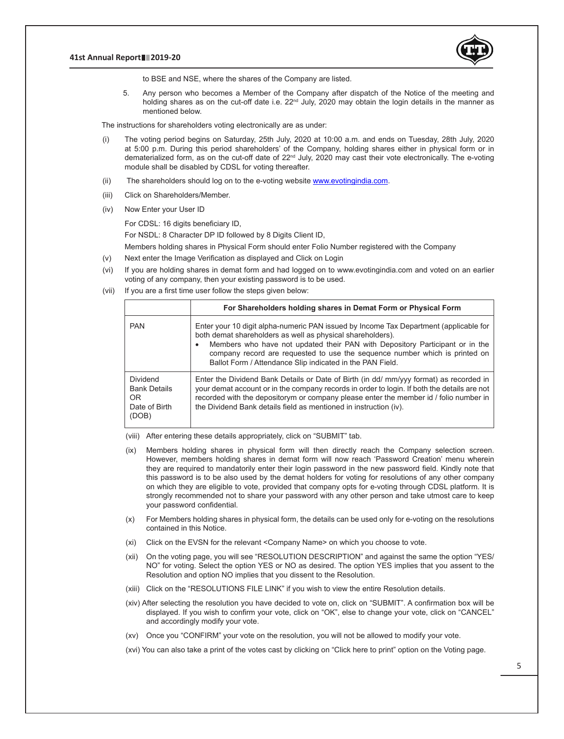to BSE and NSE, where the shares of the Company are listed.

5. Any person who becomes a Member of the Company after dispatch of the Notice of the meeting and holding shares as on the cut-off date i.e. 22nd July, 2020 may obtain the login details in the manner as mentioned below.

The instructions for shareholders voting electronically are as under:

(i) The voting period begins on Saturday, 25th July, 2020 at 10:00 a.m. and ends on Tuesday, 28th July, 2020 at 5:00 p.m. During this period shareholders' of the Company, holding shares either in physical form or in dematerialized form, as on the cut-off date of 22nd July, 2020 may cast their vote electronically. The e-voting module shall be disabled by CDSL for voting thereafter.

(ii) The shareholders should log on to the e-voting website www.evotingindia.com.

(iii) Click on Shareholders/Member.

(iv) Now Enter your User ID

For CDSL: 16 digits beneficiary ID,

For NSDL: 8 Character DP ID followed by 8 Digits Client ID,

Members holding shares in Physical Form should enter Folio Number registered with the Company

(v) Next enter the Image Verification as displayed and Click on Login

(vi) If you are holding shares in demat form and had logged on to www.evotingindia.com and voted on an earlier voting of any company, then your existing password is to be used.

(vii) If you are a first time user follow the steps given below:

| | For Shareholders holding shares in Demat Form or Physical Form |
|---|---|
| PAN | Enter your 10 digit alpha-numeric PAN issued by Income Tax Department (applicable for both demat shareholders as well as physical shareholders).<br>• Members who have not updated their PAN with Depository Participant or in the company record are requested to use the sequence number which is printed on Ballot Form / Attendance Slip indicated in the PAN Field. |
| Dividend Bank Details OR Date of Birth (DOB) | Enter the Dividend Bank Details or Date of Birth (in dd/ mm/yyy format) as recorded in your demat account or in the company records in order to login. If both the details are not recorded with the depositorym or company please enter the member id / folio number in the Dividend Bank details field as mentioned in instruction (iv). |

(viii) After entering these details appropriately, click on "SUBMIT" tab.

(ix) Members holding shares in physical form will then directly reach the Company selection screen. However, members holding shares in demat form will now reach 'Password Creation' menu wherein they are required to mandatorily enter their login password in the new password field. Kindly note that this password is to be also used by the demat holders for voting for resolutions of any other company on which they are eligible to vote, provided that company opts for e-voting through CDSL platform. It is strongly recommended not to share your password with any other person and take utmost care to keep your password confidential.

(x) For Members holding shares in physical form, the details can be used only for e-voting on the resolutions contained in this Notice.

(xi) Click on the EVSN for the relevant <Company Name> on which you choose to vote.

(xii) On the voting page, you will see "RESOLUTION DESCRIPTION" and against the same the option "YES/ NO" for voting. Select the option YES or NO as desired. The option YES implies that you assent to the Resolution and option NO implies that you dissent to the Resolution.

(xiii) Click on the "RESOLUTIONS FILE LINK" if you wish to view the entire Resolution details.

(xiv) After selecting the resolution you have decided to vote on, click on "SUBMIT". A confirmation box will be displayed. If you wish to confirm your vote, click on "OK", else to change your vote, click on "CANCEL" and accordingly modify your vote.

(xv) Once you "CONFIRM" your vote on the resolution, you will not be allowed to modify your vote.

(xvi) You can also take a print of the votes cast by clicking on "Click here to print" option on the Voting page.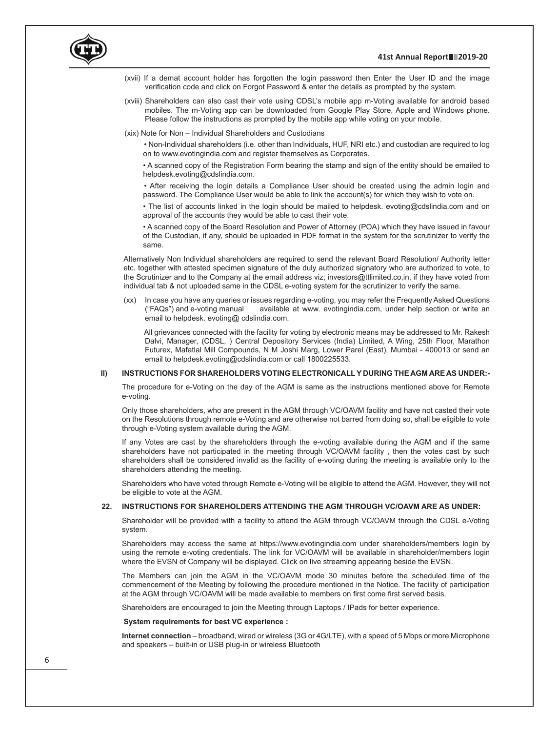(xvii) If a demat account holder has forgotten the login password then Enter the User ID and the image verification code and click on Forgot Password & enter the details as prompted by the system.

(xviii) Shareholders can also cast their vote using CDSL's mobile app m-Voting available for android based mobiles. The m-Voting app can be downloaded from Google Play Store, Apple and Windows phone. Please follow the instructions as prompted by the mobile app while voting on your mobile.

(xix) Note for Non – Individual Shareholders and Custodians

- Non-Individual shareholders (i.e. other than Individuals, HUF, NRI etc.) and custodian are required to log on to www.evotingindia.com and register themselves as Corporates.
- A scanned copy of the Registration Form bearing the stamp and sign of the entity should be emailed to helpdesk.evoting@cdslindia.com.
- After receiving the login details a Compliance User should be created using the admin login and password. The Compliance User would be able to link the account(s) for which they wish to vote on.
- The list of accounts linked in the login should be mailed to helpdesk. evoting@cdslindia.com and on approval of the accounts they would be able to cast their vote.
- A scanned copy of the Board Resolution and Power of Attorney (POA) which they have issued in favour of the Custodian, if any, should be uploaded in PDF format in the system for the scrutinizer to verify the same.

Alternatively Non Individual shareholders are required to send the relevant Board Resolution/ Authority letter etc. together with attested specimen signature of the duly authorized signatory who are authorized to vote, to the Scrutinizer and to the Company at the email address viz; investors@ttlimited.co,in, if they have voted from individual tab & not uploaded same in the CDSL e-voting system for the scrutinizer to verify the same.

(xx) In case you have any queries or issues regarding e-voting, you may refer the Frequently Asked Questions ("FAQs") and e-voting manual available at www. evotingindia.com, under help section or write an email to helpdesk. evoting@ cdslindia.com.

All grievances connected with the facility for voting by electronic means may be addressed to Mr. Rakesh Dalvi, Manager, (CDSL, ) Central Depository Services (India) Limited, A Wing, 25th Floor, Marathon Futurex, Mafatlal Mill Compounds, N M Joshi Marg, Lower Parel (East), Mumbai - 400013 or send an email to helpdesk.evoting@cdslindia.com or call 1800225533.

**II) INSTRUCTIONS FOR SHAREHOLDERS VOTING ELECTRONICALL Y DURING THE AGM ARE AS UNDER:-**

The procedure for e-Voting on the day of the AGM is same as the instructions mentioned above for Remote e-voting.

Only those shareholders, who are present in the AGM through VC/OAVM facility and have not casted their vote on the Resolutions through remote e-Voting and are otherwise not barred from doing so, shall be eligible to vote through e-Voting system available during the AGM.

If any Votes are cast by the shareholders through the e-voting available during the AGM and if the same shareholders have not participated in the meeting through VC/OAVM facility , then the votes cast by such shareholders shall be considered invalid as the facility of e-voting during the meeting is available only to the shareholders attending the meeting.

Shareholders who have voted through Remote e-Voting will be eligible to attend the AGM. However, they will not be eligible to vote at the AGM.

**22. INSTRUCTIONS FOR SHAREHOLDERS ATTENDING THE AGM THROUGH VC/OAVM ARE AS UNDER:**

Shareholder will be provided with a facility to attend the AGM through VC/OAVM through the CDSL e-Voting system.

Shareholders may access the same at https://www.evotingindia.com under shareholders/members login by using the remote e-voting credentials. The link for VC/OAVM will be available in shareholder/members login where the EVSN of Company will be displayed. Click on live streaming appearing beside the EVSN.

The Members can join the AGM in the VC/OAVM mode 30 minutes before the scheduled time of the commencement of the Meeting by following the procedure mentioned in the Notice. The facility of participation at the AGM through VC/OAVM will be made available to members on first come first served basis.

Shareholders are encouraged to join the Meeting through Laptops / IPads for better experience.

**System requirements for best VC experience :**

**Internet connection** – broadband, wired or wireless (3G or 4G/LTE), with a speed of 5 Mbps or more Microphone and speakers – built-in or USB plug-in or wireless Bluetooth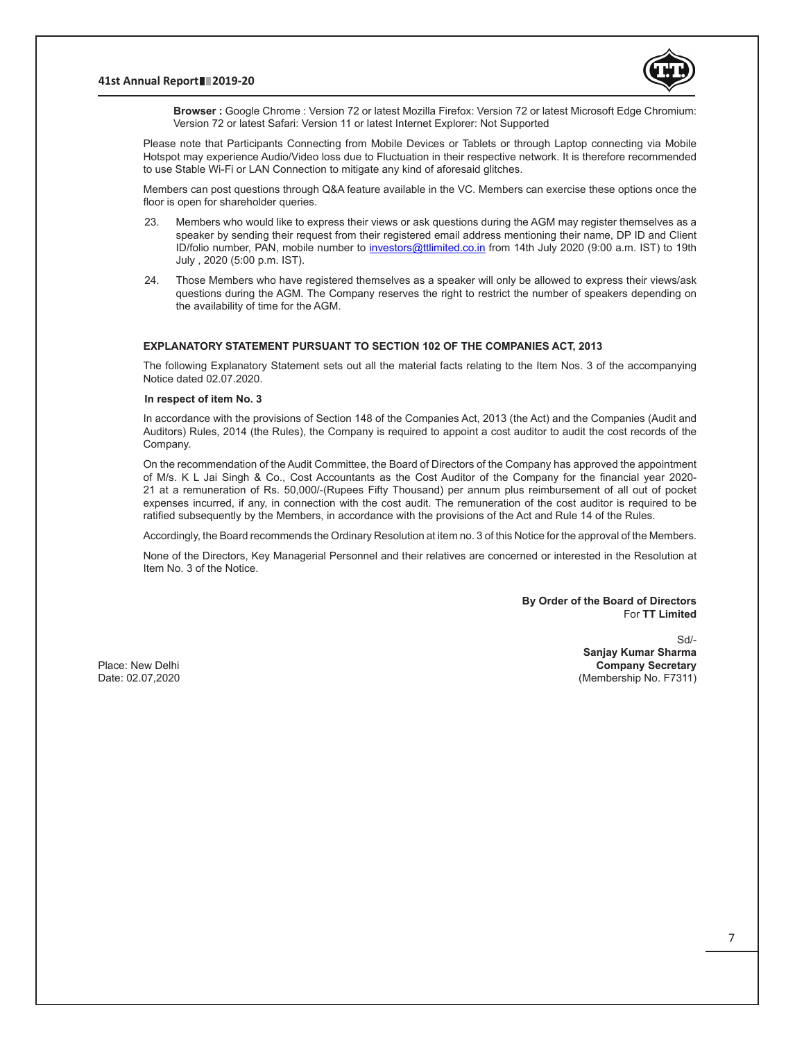**Browser :** Google Chrome : Version 72 or latest Mozilla Firefox: Version 72 or latest Microsoft Edge Chromium: Version 72 or latest Safari: Version 11 or latest Internet Explorer: Not Supported

Please note that Participants Connecting from Mobile Devices or Tablets or through Laptop connecting via Mobile Hotspot may experience Audio/Video loss due to Fluctuation in their respective network. It is therefore recommended to use Stable Wi-Fi or LAN Connection to mitigate any kind of aforesaid glitches.

Members can post questions through Q&A feature available in the VC. Members can exercise these options once the floor is open for shareholder queries.

23. Members who would like to express their views or ask questions during the AGM may register themselves as a speaker by sending their request from their registered email address mentioning their name, DP ID and Client ID/folio number, PAN, mobile number to investors@ttlimited.co.in from 14th July 2020 (9:00 a.m. IST) to 19th July , 2020 (5:00 p.m. IST).

24. Those Members who have registered themselves as a speaker will only be allowed to express their views/ask questions during the AGM. The Company reserves the right to restrict the number of speakers depending on the availability of time for the AGM.

## EXPLANATORY STATEMENT PURSUANT TO SECTION 102 OF THE COMPANIES ACT, 2013

The following Explanatory Statement sets out all the material facts relating to the Item Nos. 3 of the accompanying Notice dated 02.07.2020.

**In respect of item No. 3**

In accordance with the provisions of Section 148 of the Companies Act, 2013 (the Act) and the Companies (Audit and Auditors) Rules, 2014 (the Rules), the Company is required to appoint a cost auditor to audit the cost records of the Company.

On the recommendation of the Audit Committee, the Board of Directors of the Company has approved the appointment of M/s. K L Jai Singh & Co., Cost Accountants as the Cost Auditor of the Company for the financial year 2020-21 at a remuneration of Rs. 50,000/-(Rupees Fifty Thousand) per annum plus reimbursement of all out of pocket expenses incurred, if any, in connection with the cost audit. The remuneration of the cost auditor is required to be ratified subsequently by the Members, in accordance with the provisions of the Act and Rule 14 of the Rules.

Accordingly, the Board recommends the Ordinary Resolution at item no. 3 of this Notice for the approval of the Members.

None of the Directors, Key Managerial Personnel and their relatives are concerned or interested in the Resolution at Item No. 3 of the Notice.

**By Order of the Board of Directors**
For **TT Limited**

Sd/-
**Sanjay Kumar Sharma**
**Company Secretary**
(Membership No. F7311)

Place: New Delhi
Date: 02.07,2020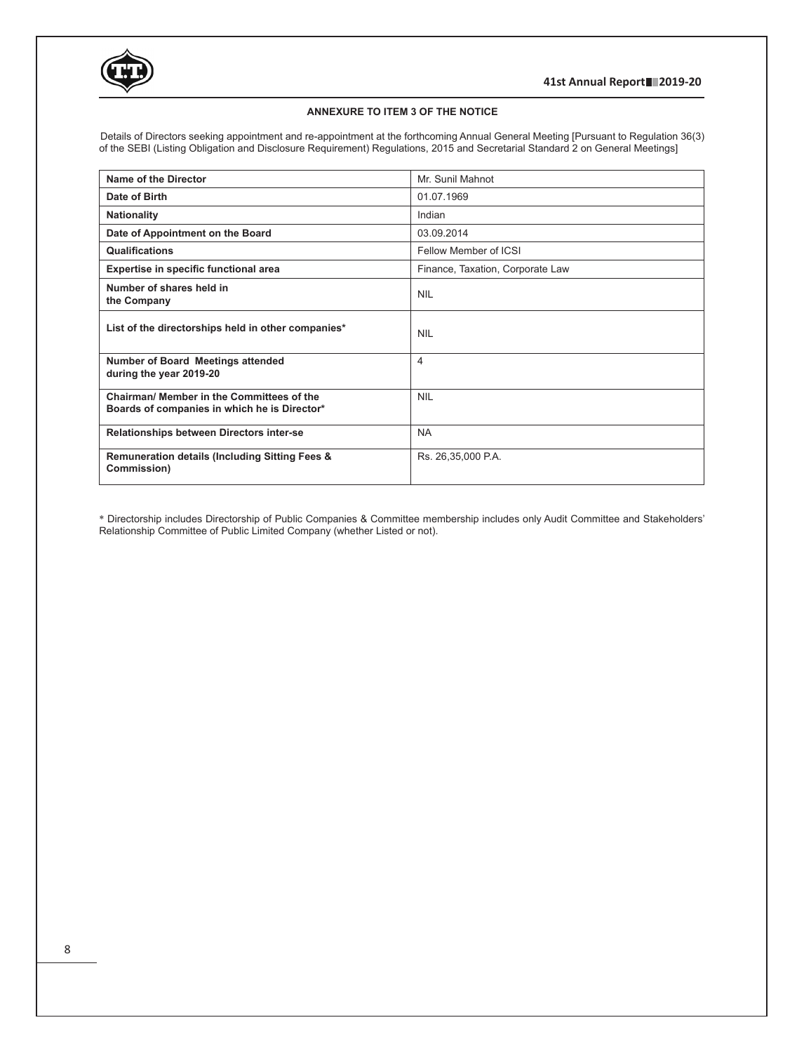## ANNEXURE TO ITEM 3 OF THE NOTICE

Details of Directors seeking appointment and re-appointment at the forthcoming Annual General Meeting [Pursuant to Regulation 36(3) of the SEBI (Listing Obligation and Disclosure Requirement) Regulations, 2015 and Secretarial Standard 2 on General Meetings]

| | |
|---|---|
| **Name of the Director** | Mr. Sunil Mahnot |
| **Date of Birth** | 01.07.1969 |
| **Nationality** | Indian |
| **Date of Appointment on the Board** | 03.09.2014 |
| **Qualifications** | Fellow Member of ICSI |
| **Expertise in specific functional area** | Finance, Taxation, Corporate Law |
| **Number of shares held in the Company** | NIL |
| **List of the directorships held in other companies*** | NIL |
| **Number of Board Meetings attended during the year 2019-20** | 4 |
| **Chairman/ Member in the Committees of the Boards of companies in which he is Director*** | NIL |
| **Relationships between Directors inter-se** | NA |
| **Remuneration details (Including Sitting Fees & Commission)** | Rs. 26,35,000 P.A. |

* Directorship includes Directorship of Public Companies & Committee membership includes only Audit Committee and Stakeholders' Relationship Committee of Public Limited Company (whether Listed or not).